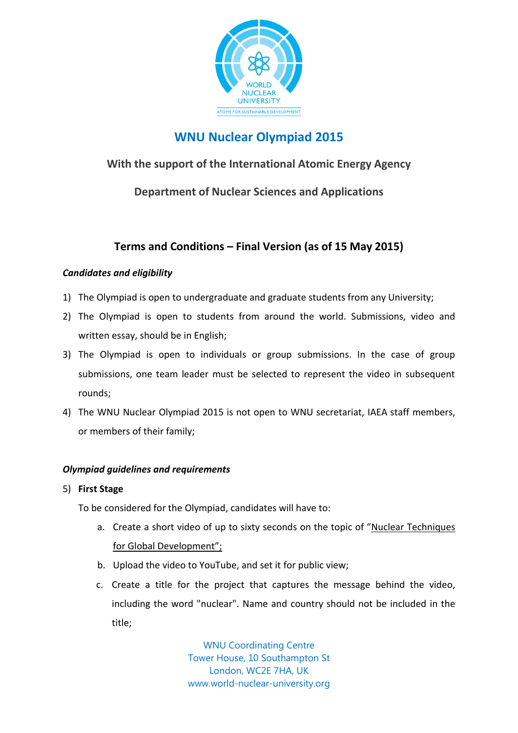# WNU Nuclear Olympiad 2015

## With the support of the International Atomic Energy Agency

## Department of Nuclear Sciences and Applications

## Terms and Conditions – Final Version (as of 15 May 2015)

***Candidates and eligibility***

1) The Olympiad is open to undergraduate and graduate students from any University;
2) The Olympiad is open to students from around the world. Submissions, video and written essay, should be in English;
3) The Olympiad is open to individuals or group submissions. In the case of group submissions, one team leader must be selected to represent the video in subsequent rounds;
4) The WNU Nuclear Olympiad 2015 is not open to WNU secretariat, IAEA staff members, or members of their family;

***Olympiad guidelines and requirements***

5) **First Stage**

   To be considered for the Olympiad, candidates will have to:

   a. Create a short video of up to sixty seconds on the topic of "Nuclear Techniques for Global Development";
   b. Upload the video to YouTube, and set it for public view;
   c. Create a title for the project that captures the message behind the video, including the word "nuclear". Name and country should not be included in the title;

WNU Coordinating Centre
Tower House, 10 Southampton St
London, WC2E 7HA, UK
www.world-nuclear-university.org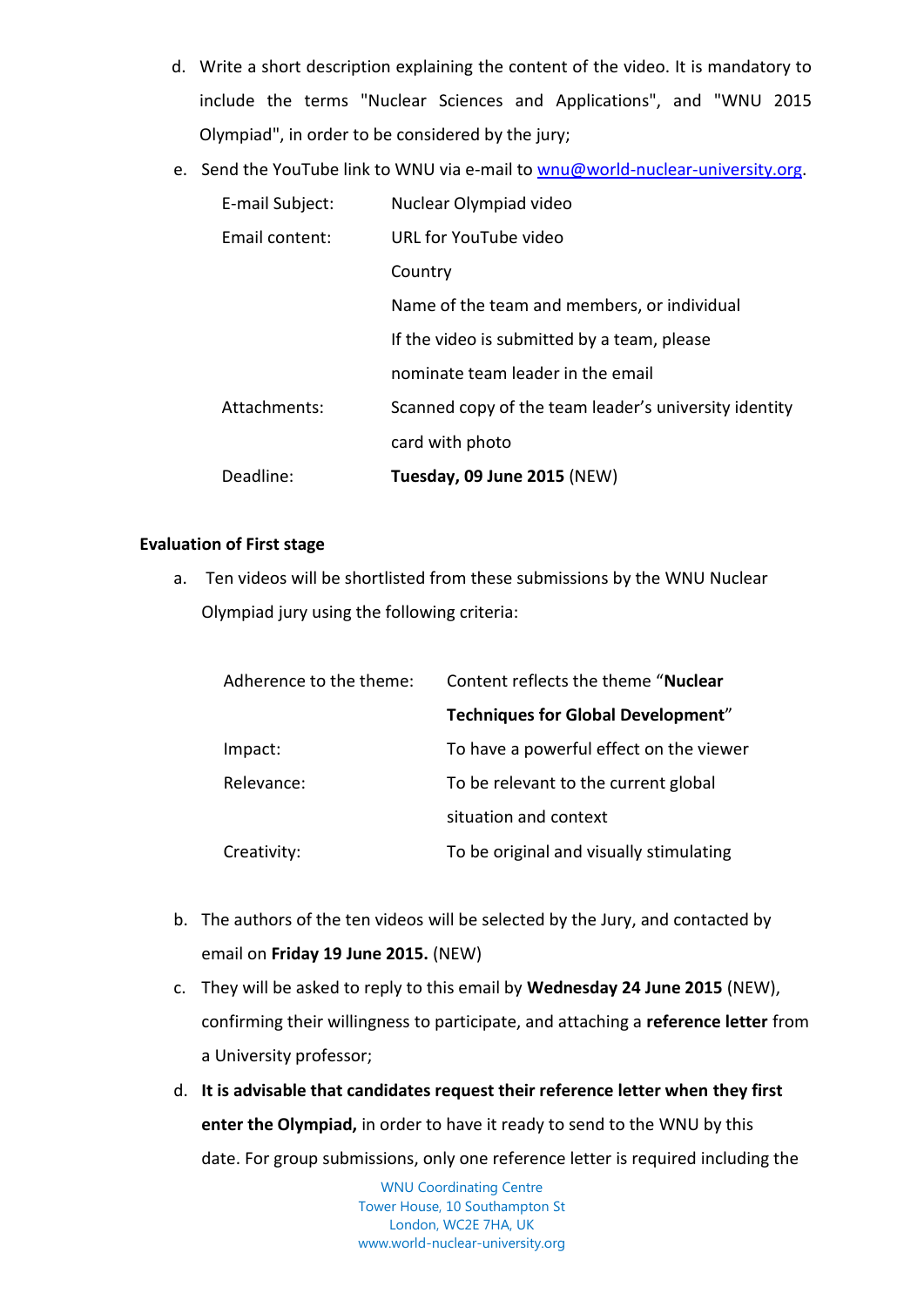d. Write a short description explaining the content of the video. It is mandatory to include the terms "Nuclear Sciences and Applications", and "WNU 2015 Olympiad", in order to be considered by the jury;

e. Send the YouTube link to WNU via e-mail to wnu@world-nuclear-university.org.

| | |
|---|---|
| E-mail Subject: | Nuclear Olympiad video |
| Email content: | URL for YouTube video<br>Country<br>Name of the team and members, or individual<br>If the video is submitted by a team, please nominate team leader in the email |
| Attachments: | Scanned copy of the team leader's university identity card with photo |
| Deadline: | **Tuesday, 09 June 2015** (NEW) |

**Evaluation of First stage**

a. Ten videos will be shortlisted from these submissions by the WNU Nuclear Olympiad jury using the following criteria:

| | |
|---|---|
| Adherence to the theme: | Content reflects the theme "**Nuclear Techniques for Global Development**" |
| Impact: | To have a powerful effect on the viewer |
| Relevance: | To be relevant to the current global situation and context |
| Creativity: | To be original and visually stimulating |

b. The authors of the ten videos will be selected by the Jury, and contacted by email on **Friday 19 June 2015.** (NEW)

c. They will be asked to reply to this email by **Wednesday 24 June 2015** (NEW), confirming their willingness to participate, and attaching a **reference letter** from a University professor;

d. **It is advisable that candidates request their reference letter when they first enter the Olympiad,** in order to have it ready to send to the WNU by this date. For group submissions, only one reference letter is required including the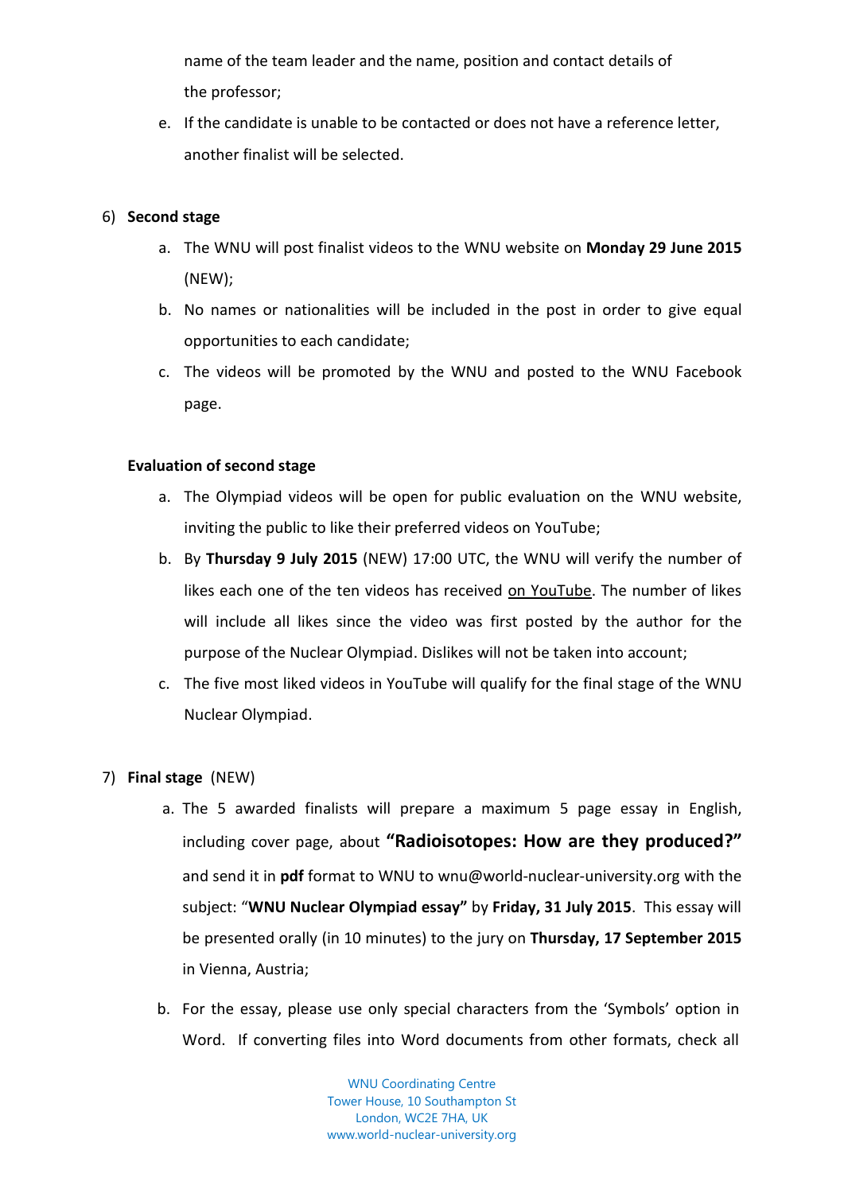name of the team leader and the name, position and contact details of the professor;

e. If the candidate is unable to be contacted or does not have a reference letter, another finalist will be selected.

6) **Second stage**

   a. The WNU will post finalist videos to the WNU website on **Monday 29 June 2015** (NEW);

   b. No names or nationalities will be included in the post in order to give equal opportunities to each candidate;

   c. The videos will be promoted by the WNU and posted to the WNU Facebook page.

**Evaluation of second stage**

   a. The Olympiad videos will be open for public evaluation on the WNU website, inviting the public to like their preferred videos on YouTube;

   b. By **Thursday 9 July 2015** (NEW) 17:00 UTC, the WNU will verify the number of likes each one of the ten videos has received on YouTube. The number of likes will include all likes since the video was first posted by the author for the purpose of the Nuclear Olympiad. Dislikes will not be taken into account;

   c. The five most liked videos in YouTube will qualify for the final stage of the WNU Nuclear Olympiad.

7) **Final stage** (NEW)

   a. The 5 awarded finalists will prepare a maximum 5 page essay in English, including cover page, about **"Radioisotopes: How are they produced?"** and send it in **pdf** format to WNU to wnu@world-nuclear-university.org with the subject: "**WNU Nuclear Olympiad essay"** by **Friday, 31 July 2015**. This essay will be presented orally (in 10 minutes) to the jury on **Thursday, 17 September 2015** in Vienna, Austria;

   b. For the essay, please use only special characters from the 'Symbols' option in Word. If converting files into Word documents from other formats, check all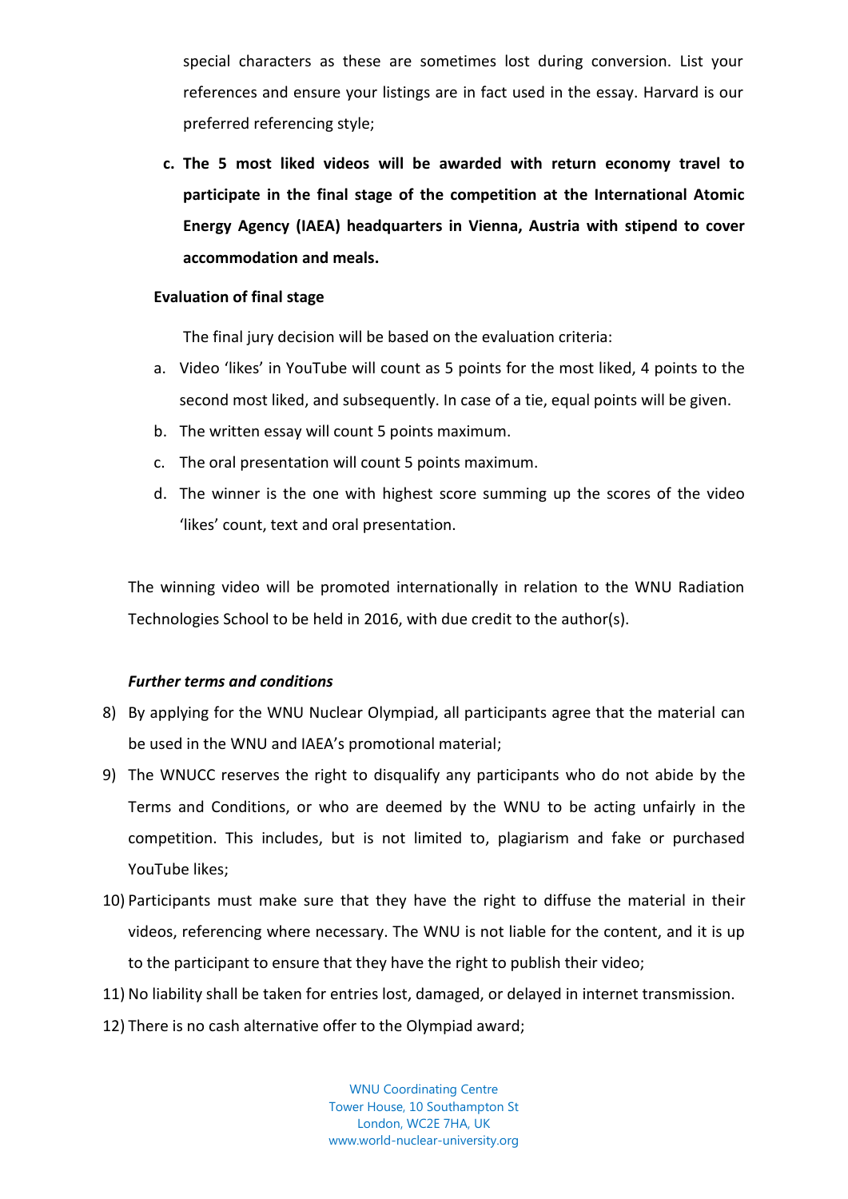special characters as these are sometimes lost during conversion. List your references and ensure your listings are in fact used in the essay. Harvard is our preferred referencing style;

c. **The 5 most liked videos will be awarded with return economy travel to participate in the final stage of the competition at the International Atomic Energy Agency (IAEA) headquarters in Vienna, Austria with stipend to cover accommodation and meals.**

**Evaluation of final stage**

The final jury decision will be based on the evaluation criteria:

a. Video 'likes' in YouTube will count as 5 points for the most liked, 4 points to the second most liked, and subsequently. In case of a tie, equal points will be given.
b. The written essay will count 5 points maximum.
c. The oral presentation will count 5 points maximum.
d. The winner is the one with highest score summing up the scores of the video 'likes' count, text and oral presentation.

The winning video will be promoted internationally in relation to the WNU Radiation Technologies School to be held in 2016, with due credit to the author(s).

***Further terms and conditions***

8) By applying for the WNU Nuclear Olympiad, all participants agree that the material can be used in the WNU and IAEA's promotional material;
9) The WNUCC reserves the right to disqualify any participants who do not abide by the Terms and Conditions, or who are deemed by the WNU to be acting unfairly in the competition. This includes, but is not limited to, plagiarism and fake or purchased YouTube likes;
10) Participants must make sure that they have the right to diffuse the material in their videos, referencing where necessary. The WNU is not liable for the content, and it is up to the participant to ensure that they have the right to publish their video;
11) No liability shall be taken for entries lost, damaged, or delayed in internet transmission.
12) There is no cash alternative offer to the Olympiad award;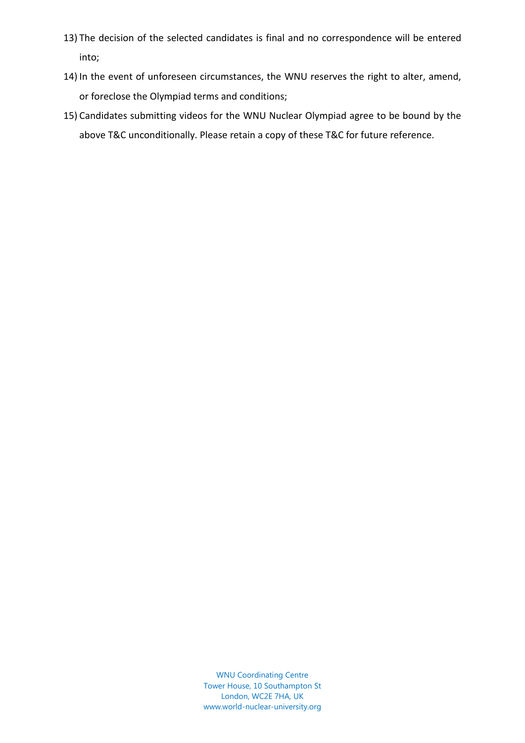13) The decision of the selected candidates is final and no correspondence will be entered into;
14) In the event of unforeseen circumstances, the WNU reserves the right to alter, amend, or foreclose the Olympiad terms and conditions;
15) Candidates submitting videos for the WNU Nuclear Olympiad agree to be bound by the above T&C unconditionally. Please retain a copy of these T&C for future reference.